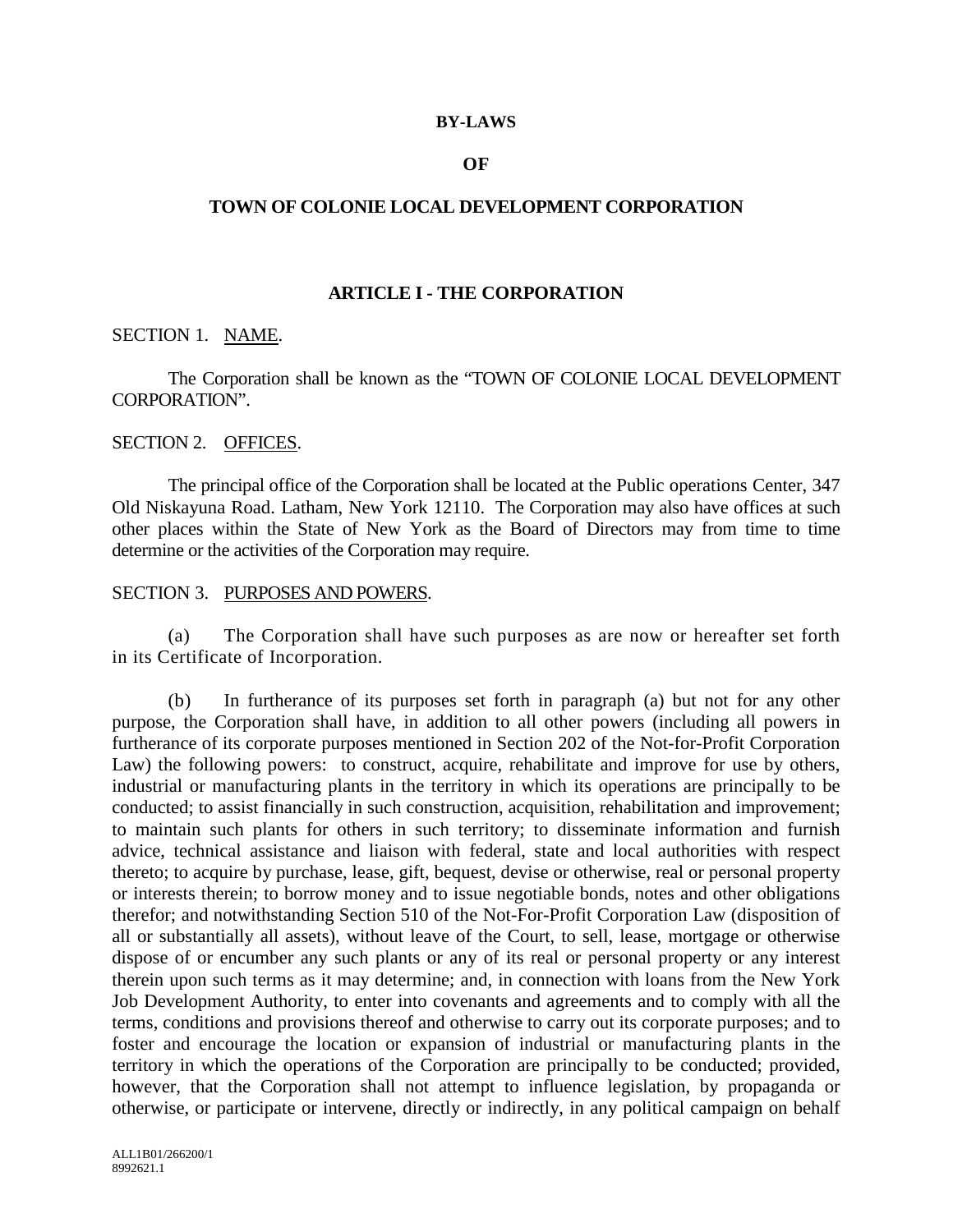# BY-LAWS

# OF

# TOWN OF COLONIE LOCAL DEVELOPMENT CORPORATION

## ARTICLE I - THE CORPORATION

SECTION 1. NAME.

The Corporation shall be known as the "TOWN OF COLONIE LOCAL DEVELOPMENT CORPORATION".

SECTION 2. OFFICES.

The principal office of the Corporation shall be located at the Public operations Center, 347 Old Niskayuna Road. Latham, New York 12110. The Corporation may also have offices at such other places within the State of New York as the Board of Directors may from time to time determine or the activities of the Corporation may require.

SECTION 3. PURPOSES AND POWERS.

(a) The Corporation shall have such purposes as are now or hereafter set forth in its Certificate of Incorporation.

(b) In furtherance of its purposes set forth in paragraph (a) but not for any other purpose, the Corporation shall have, in addition to all other powers (including all powers in furtherance of its corporate purposes mentioned in Section 202 of the Not-for-Profit Corporation Law) the following powers: to construct, acquire, rehabilitate and improve for use by others, industrial or manufacturing plants in the territory in which its operations are principally to be conducted; to assist financially in such construction, acquisition, rehabilitation and improvement; to maintain such plants for others in such territory; to disseminate information and furnish advice, technical assistance and liaison with federal, state and local authorities with respect thereto; to acquire by purchase, lease, gift, bequest, devise or otherwise, real or personal property or interests therein; to borrow money and to issue negotiable bonds, notes and other obligations therefor; and notwithstanding Section 510 of the Not-For-Profit Corporation Law (disposition of all or substantially all assets), without leave of the Court, to sell, lease, mortgage or otherwise dispose of or encumber any such plants or any of its real or personal property or any interest therein upon such terms as it may determine; and, in connection with loans from the New York Job Development Authority, to enter into covenants and agreements and to comply with all the terms, conditions and provisions thereof and otherwise to carry out its corporate purposes; and to foster and encourage the location or expansion of industrial or manufacturing plants in the territory in which the operations of the Corporation are principally to be conducted; provided, however, that the Corporation shall not attempt to influence legislation, by propaganda or otherwise, or participate or intervene, directly or indirectly, in any political campaign on behalf

ALL1B01/266200/1
8992621.1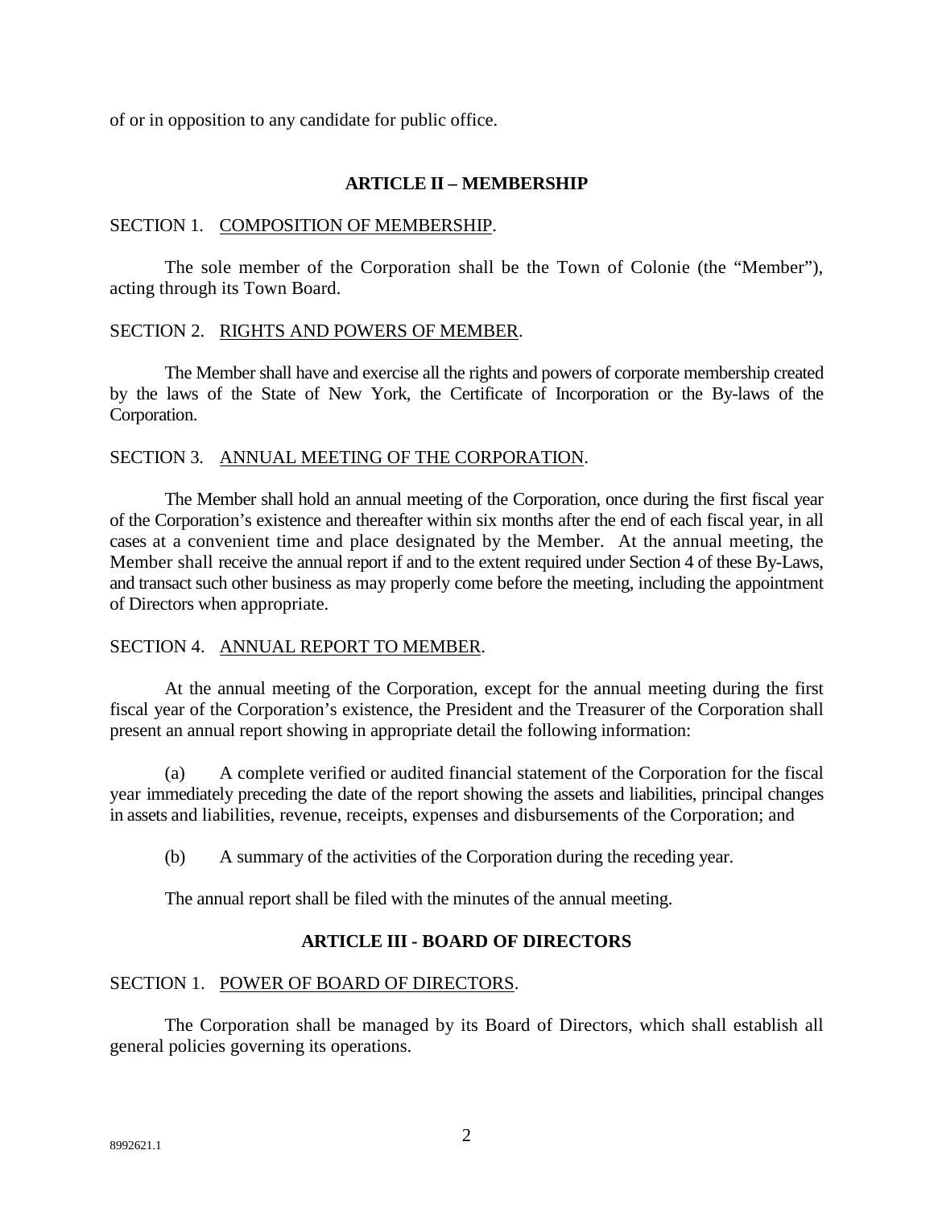of or in opposition to any candidate for public office.

## ARTICLE II – MEMBERSHIP

SECTION 1. COMPOSITION OF MEMBERSHIP.

The sole member of the Corporation shall be the Town of Colonie (the "Member"), acting through its Town Board.

SECTION 2. RIGHTS AND POWERS OF MEMBER.

The Member shall have and exercise all the rights and powers of corporate membership created by the laws of the State of New York, the Certificate of Incorporation or the By-laws of the Corporation.

SECTION 3. ANNUAL MEETING OF THE CORPORATION.

The Member shall hold an annual meeting of the Corporation, once during the first fiscal year of the Corporation's existence and thereafter within six months after the end of each fiscal year, in all cases at a convenient time and place designated by the Member. At the annual meeting, the Member shall receive the annual report if and to the extent required under Section 4 of these By-Laws, and transact such other business as may properly come before the meeting, including the appointment of Directors when appropriate.

SECTION 4. ANNUAL REPORT TO MEMBER.

At the annual meeting of the Corporation, except for the annual meeting during the first fiscal year of the Corporation's existence, the President and the Treasurer of the Corporation shall present an annual report showing in appropriate detail the following information:

(a) A complete verified or audited financial statement of the Corporation for the fiscal year immediately preceding the date of the report showing the assets and liabilities, principal changes in assets and liabilities, revenue, receipts, expenses and disbursements of the Corporation; and

(b) A summary of the activities of the Corporation during the receding year.

The annual report shall be filed with the minutes of the annual meeting.

## ARTICLE III - BOARD OF DIRECTORS

SECTION 1. POWER OF BOARD OF DIRECTORS.

The Corporation shall be managed by its Board of Directors, which shall establish all general policies governing its operations.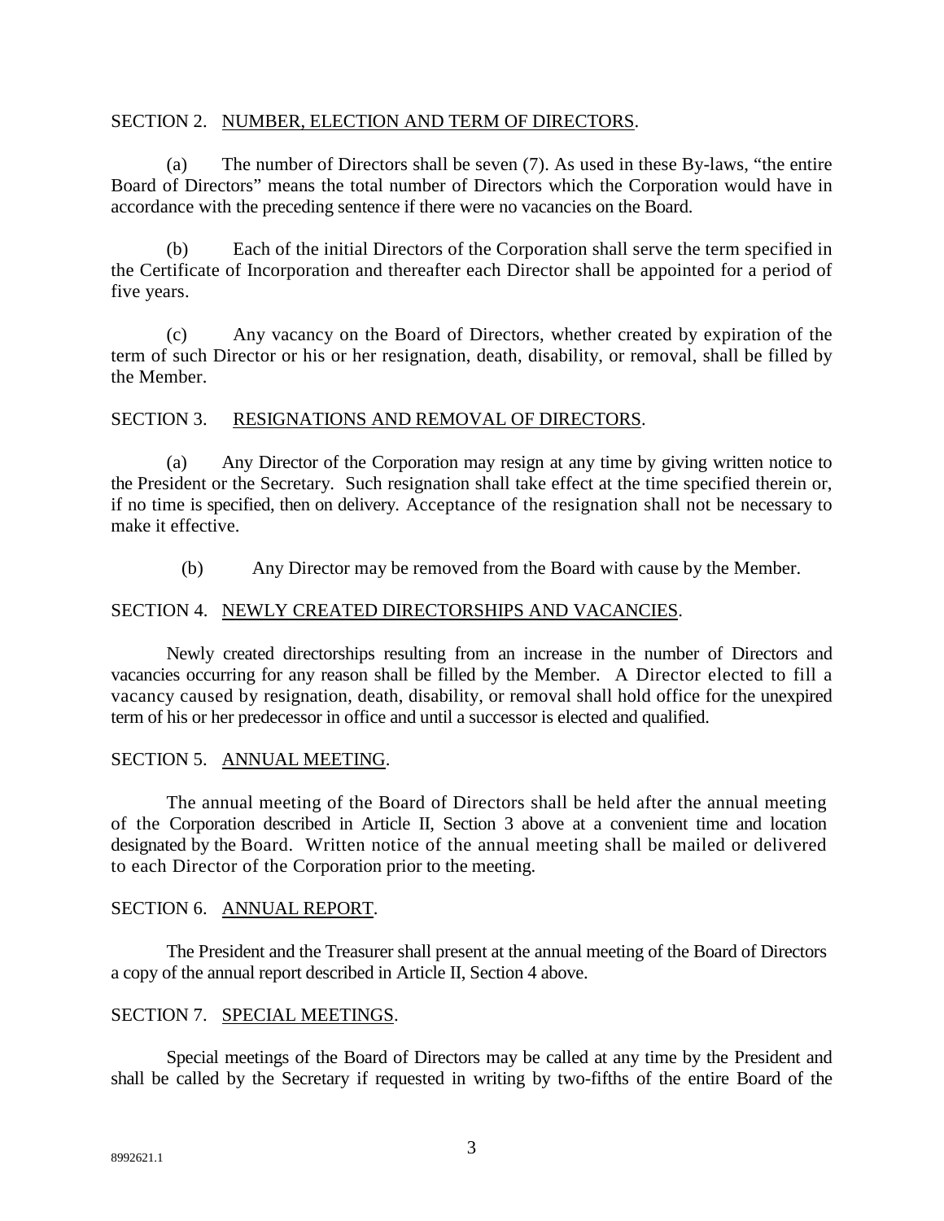SECTION 2. NUMBER, ELECTION AND TERM OF DIRECTORS.

(a) The number of Directors shall be seven (7). As used in these By-laws, "the entire Board of Directors" means the total number of Directors which the Corporation would have in accordance with the preceding sentence if there were no vacancies on the Board.

(b) Each of the initial Directors of the Corporation shall serve the term specified in the Certificate of Incorporation and thereafter each Director shall be appointed for a period of five years.

(c) Any vacancy on the Board of Directors, whether created by expiration of the term of such Director or his or her resignation, death, disability, or removal, shall be filled by the Member.

SECTION 3. RESIGNATIONS AND REMOVAL OF DIRECTORS.

(a) Any Director of the Corporation may resign at any time by giving written notice to the President or the Secretary. Such resignation shall take effect at the time specified therein or, if no time is specified, then on delivery. Acceptance of the resignation shall not be necessary to make it effective.

(b) Any Director may be removed from the Board with cause by the Member.

SECTION 4. NEWLY CREATED DIRECTORSHIPS AND VACANCIES.

Newly created directorships resulting from an increase in the number of Directors and vacancies occurring for any reason shall be filled by the Member. A Director elected to fill a vacancy caused by resignation, death, disability, or removal shall hold office for the unexpired term of his or her predecessor in office and until a successor is elected and qualified.

SECTION 5. ANNUAL MEETING.

The annual meeting of the Board of Directors shall be held after the annual meeting of the Corporation described in Article II, Section 3 above at a convenient time and location designated by the Board. Written notice of the annual meeting shall be mailed or delivered to each Director of the Corporation prior to the meeting.

SECTION 6. ANNUAL REPORT.

The President and the Treasurer shall present at the annual meeting of the Board of Directors a copy of the annual report described in Article II, Section 4 above.

SECTION 7. SPECIAL MEETINGS.

Special meetings of the Board of Directors may be called at any time by the President and shall be called by the Secretary if requested in writing by two-fifths of the entire Board of the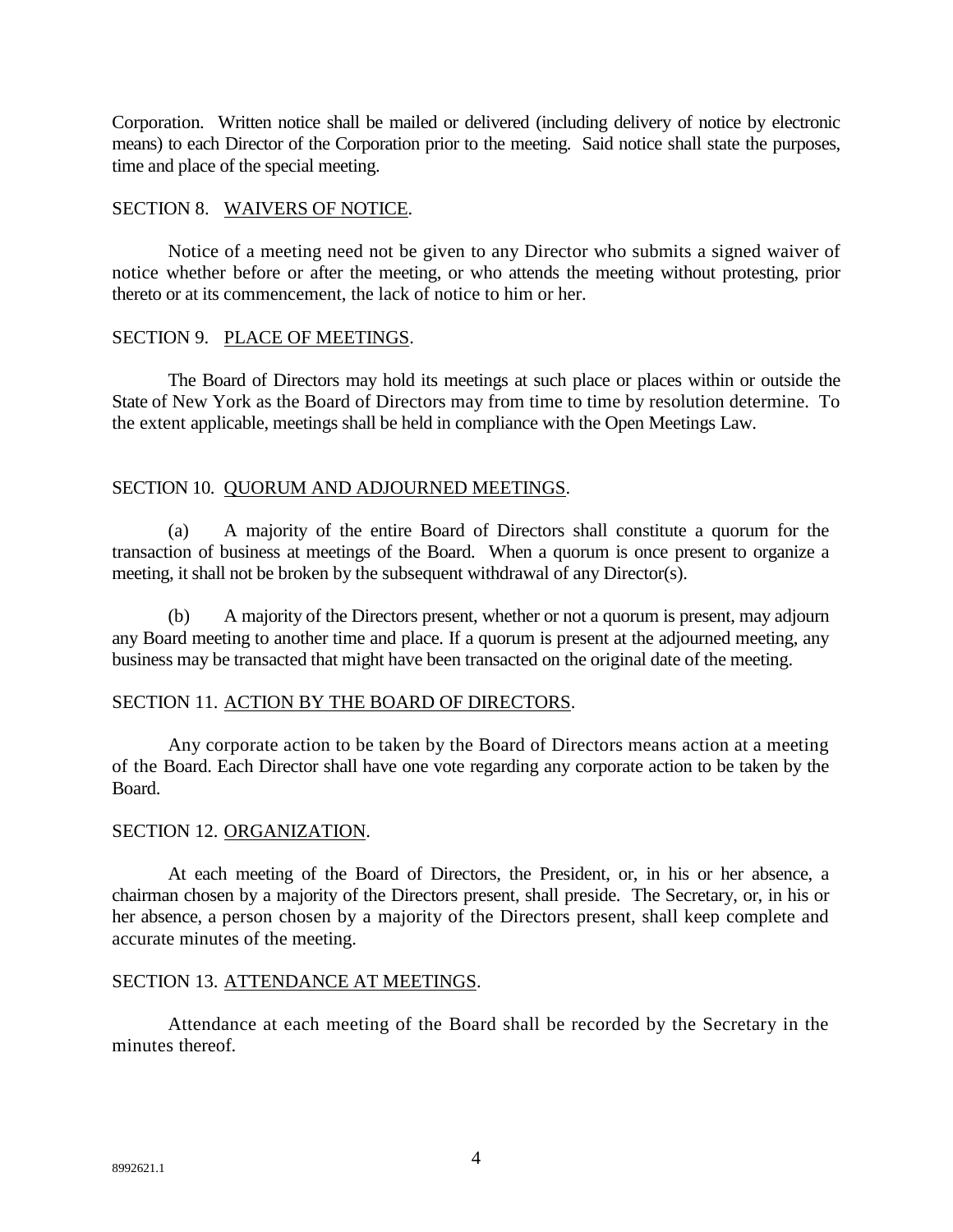Corporation. Written notice shall be mailed or delivered (including delivery of notice by electronic means) to each Director of the Corporation prior to the meeting. Said notice shall state the purposes, time and place of the special meeting.

SECTION 8. WAIVERS OF NOTICE.

Notice of a meeting need not be given to any Director who submits a signed waiver of notice whether before or after the meeting, or who attends the meeting without protesting, prior thereto or at its commencement, the lack of notice to him or her.

SECTION 9. PLACE OF MEETINGS.

The Board of Directors may hold its meetings at such place or places within or outside the State of New York as the Board of Directors may from time to time by resolution determine. To the extent applicable, meetings shall be held in compliance with the Open Meetings Law.

SECTION 10. QUORUM AND ADJOURNED MEETINGS.

(a) A majority of the entire Board of Directors shall constitute a quorum for the transaction of business at meetings of the Board. When a quorum is once present to organize a meeting, it shall not be broken by the subsequent withdrawal of any Director(s).

(b) A majority of the Directors present, whether or not a quorum is present, may adjourn any Board meeting to another time and place. If a quorum is present at the adjourned meeting, any business may be transacted that might have been transacted on the original date of the meeting.

SECTION 11. ACTION BY THE BOARD OF DIRECTORS.

Any corporate action to be taken by the Board of Directors means action at a meeting of the Board. Each Director shall have one vote regarding any corporate action to be taken by the Board.

SECTION 12. ORGANIZATION.

At each meeting of the Board of Directors, the President, or, in his or her absence, a chairman chosen by a majority of the Directors present, shall preside. The Secretary, or, in his or her absence, a person chosen by a majority of the Directors present, shall keep complete and accurate minutes of the meeting.

SECTION 13. ATTENDANCE AT MEETINGS.

Attendance at each meeting of the Board shall be recorded by the Secretary in the minutes thereof.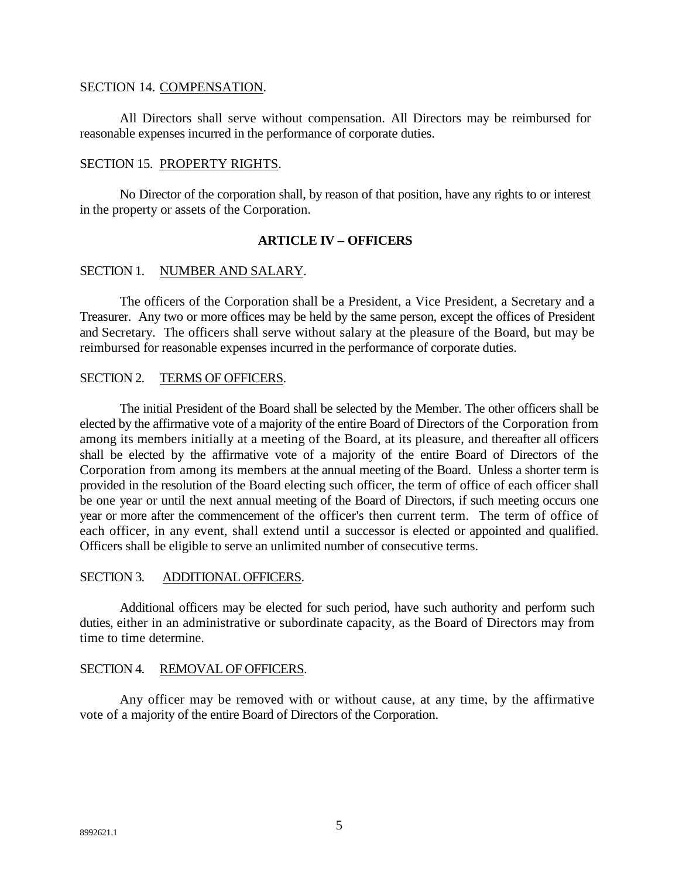SECTION 14. COMPENSATION.

All Directors shall serve without compensation. All Directors may be reimbursed for reasonable expenses incurred in the performance of corporate duties.

SECTION 15. PROPERTY RIGHTS.

No Director of the corporation shall, by reason of that position, have any rights to or interest in the property or assets of the Corporation.

## ARTICLE IV – OFFICERS

SECTION 1. NUMBER AND SALARY.

The officers of the Corporation shall be a President, a Vice President, a Secretary and a Treasurer. Any two or more offices may be held by the same person, except the offices of President and Secretary. The officers shall serve without salary at the pleasure of the Board, but may be reimbursed for reasonable expenses incurred in the performance of corporate duties.

SECTION 2. TERMS OF OFFICERS.

The initial President of the Board shall be selected by the Member. The other officers shall be elected by the affirmative vote of a majority of the entire Board of Directors of the Corporation from among its members initially at a meeting of the Board, at its pleasure, and thereafter all officers shall be elected by the affirmative vote of a majority of the entire Board of Directors of the Corporation from among its members at the annual meeting of the Board. Unless a shorter term is provided in the resolution of the Board electing such officer, the term of office of each officer shall be one year or until the next annual meeting of the Board of Directors, if such meeting occurs one year or more after the commencement of the officer's then current term. The term of office of each officer, in any event, shall extend until a successor is elected or appointed and qualified. Officers shall be eligible to serve an unlimited number of consecutive terms.

SECTION 3. ADDITIONAL OFFICERS.

Additional officers may be elected for such period, have such authority and perform such duties, either in an administrative or subordinate capacity, as the Board of Directors may from time to time determine.

SECTION 4. REMOVAL OF OFFICERS.

Any officer may be removed with or without cause, at any time, by the affirmative vote of a majority of the entire Board of Directors of the Corporation.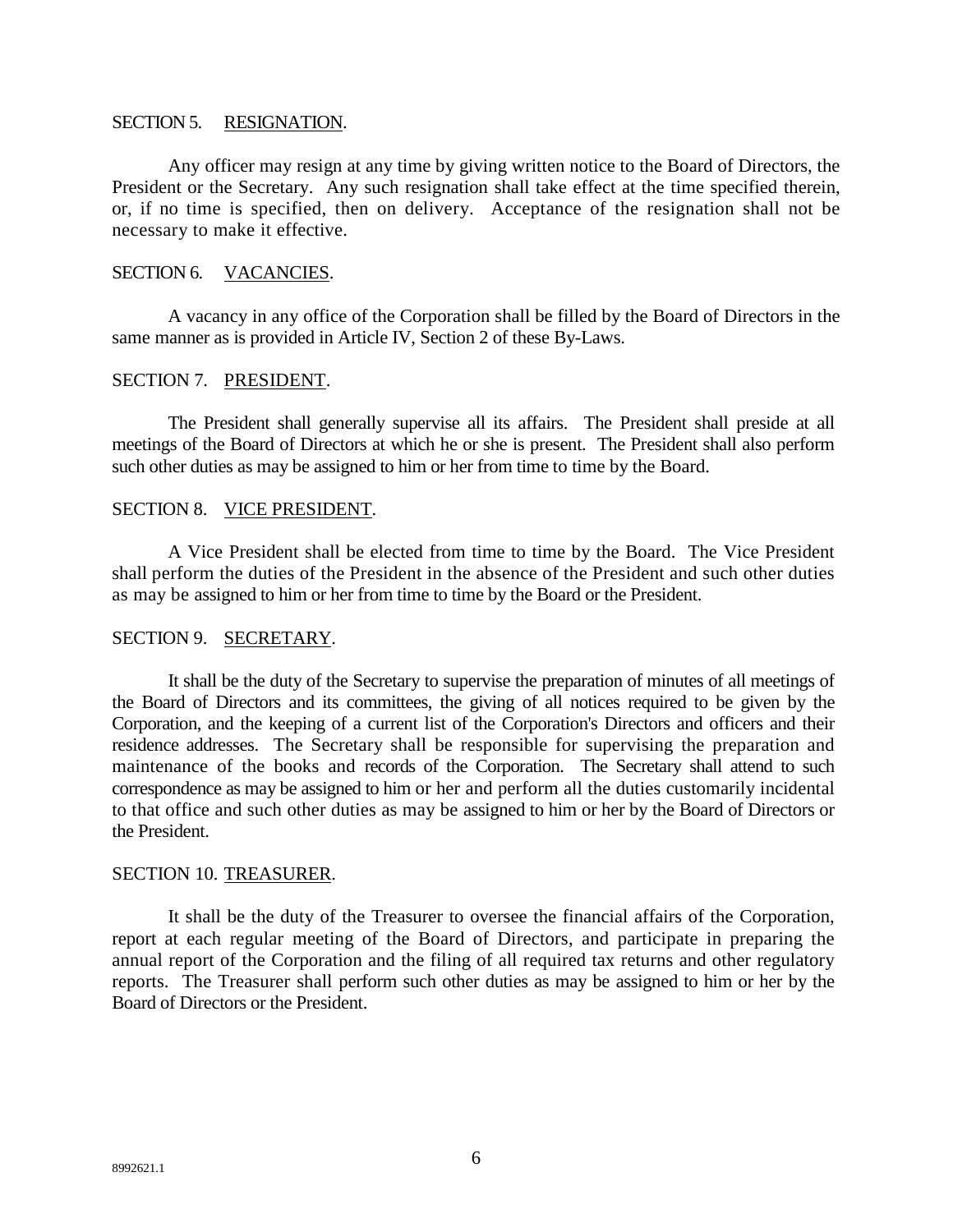SECTION 5. <u>RESIGNATION</u>.

Any officer may resign at any time by giving written notice to the Board of Directors, the President or the Secretary. Any such resignation shall take effect at the time specified therein, or, if no time is specified, then on delivery. Acceptance of the resignation shall not be necessary to make it effective.

SECTION 6. <u>VACANCIES</u>.

A vacancy in any office of the Corporation shall be filled by the Board of Directors in the same manner as is provided in Article IV, Section 2 of these By-Laws.

SECTION 7. <u>PRESIDENT</u>.

The President shall generally supervise all its affairs. The President shall preside at all meetings of the Board of Directors at which he or she is present. The President shall also perform such other duties as may be assigned to him or her from time to time by the Board.

SECTION 8. <u>VICE PRESIDENT</u>.

A Vice President shall be elected from time to time by the Board. The Vice President shall perform the duties of the President in the absence of the President and such other duties as may be assigned to him or her from time to time by the Board or the President.

SECTION 9. <u>SECRETARY</u>.

It shall be the duty of the Secretary to supervise the preparation of minutes of all meetings of the Board of Directors and its committees, the giving of all notices required to be given by the Corporation, and the keeping of a current list of the Corporation's Directors and officers and their residence addresses. The Secretary shall be responsible for supervising the preparation and maintenance of the books and records of the Corporation. The Secretary shall attend to such correspondence as may be assigned to him or her and perform all the duties customarily incidental to that office and such other duties as may be assigned to him or her by the Board of Directors or the President.

SECTION 10. <u>TREASURER</u>.

It shall be the duty of the Treasurer to oversee the financial affairs of the Corporation, report at each regular meeting of the Board of Directors, and participate in preparing the annual report of the Corporation and the filing of all required tax returns and other regulatory reports. The Treasurer shall perform such other duties as may be assigned to him or her by the Board of Directors or the President.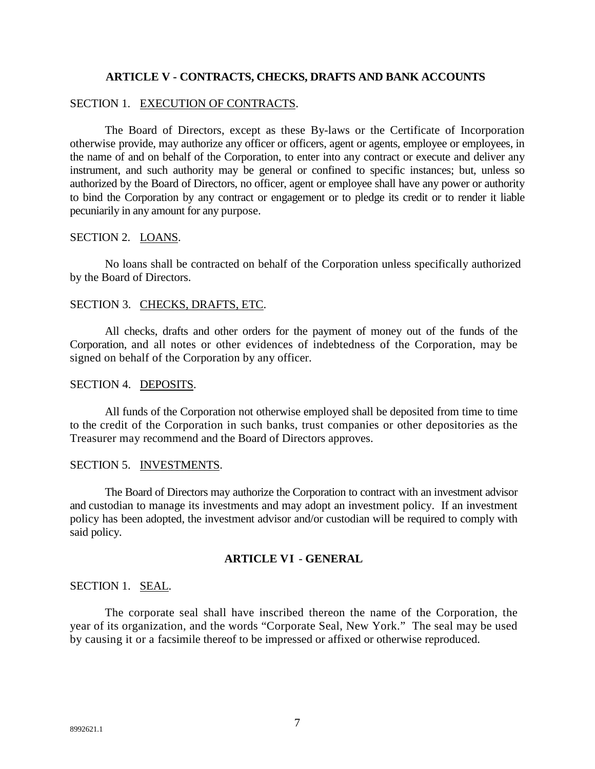## ARTICLE V - CONTRACTS, CHECKS, DRAFTS AND BANK ACCOUNTS

SECTION 1. EXECUTION OF CONTRACTS.

The Board of Directors, except as these By-laws or the Certificate of Incorporation otherwise provide, may authorize any officer or officers, agent or agents, employee or employees, in the name of and on behalf of the Corporation, to enter into any contract or execute and deliver any instrument, and such authority may be general or confined to specific instances; but, unless so authorized by the Board of Directors, no officer, agent or employee shall have any power or authority to bind the Corporation by any contract or engagement or to pledge its credit or to render it liable pecuniarily in any amount for any purpose.

SECTION 2. LOANS.

No loans shall be contracted on behalf of the Corporation unless specifically authorized by the Board of Directors.

SECTION 3. CHECKS, DRAFTS, ETC.

All checks, drafts and other orders for the payment of money out of the funds of the Corporation, and all notes or other evidences of indebtedness of the Corporation, may be signed on behalf of the Corporation by any officer.

SECTION 4. DEPOSITS.

All funds of the Corporation not otherwise employed shall be deposited from time to time to the credit of the Corporation in such banks, trust companies or other depositories as the Treasurer may recommend and the Board of Directors approves.

SECTION 5. INVESTMENTS.

The Board of Directors may authorize the Corporation to contract with an investment advisor and custodian to manage its investments and may adopt an investment policy. If an investment policy has been adopted, the investment advisor and/or custodian will be required to comply with said policy.

## ARTICLE VI - GENERAL

SECTION 1. SEAL.

The corporate seal shall have inscribed thereon the name of the Corporation, the year of its organization, and the words "Corporate Seal, New York." The seal may be used by causing it or a facsimile thereof to be impressed or affixed or otherwise reproduced.

8992621.1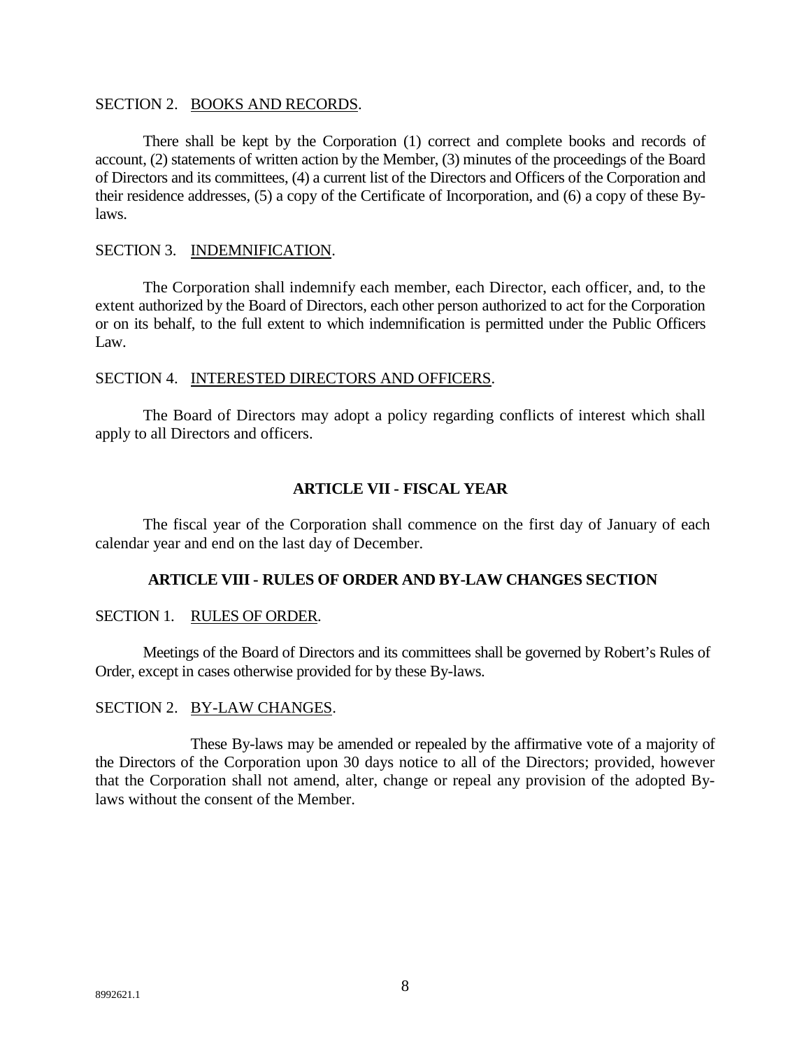SECTION 2. BOOKS AND RECORDS.

There shall be kept by the Corporation (1) correct and complete books and records of account, (2) statements of written action by the Member, (3) minutes of the proceedings of the Board of Directors and its committees, (4) a current list of the Directors and Officers of the Corporation and their residence addresses, (5) a copy of the Certificate of Incorporation, and (6) a copy of these By-laws.

SECTION 3. INDEMNIFICATION.

The Corporation shall indemnify each member, each Director, each officer, and, to the extent authorized by the Board of Directors, each other person authorized to act for the Corporation or on its behalf, to the full extent to which indemnification is permitted under the Public Officers Law.

SECTION 4. INTERESTED DIRECTORS AND OFFICERS.

The Board of Directors may adopt a policy regarding conflicts of interest which shall apply to all Directors and officers.

## ARTICLE VII - FISCAL YEAR

The fiscal year of the Corporation shall commence on the first day of January of each calendar year and end on the last day of December.

## ARTICLE VIII - RULES OF ORDER AND BY-LAW CHANGES SECTION

SECTION 1. RULES OF ORDER.

Meetings of the Board of Directors and its committees shall be governed by Robert's Rules of Order, except in cases otherwise provided for by these By-laws.

SECTION 2. BY-LAW CHANGES.

These By-laws may be amended or repealed by the affirmative vote of a majority of the Directors of the Corporation upon 30 days notice to all of the Directors; provided, however that the Corporation shall not amend, alter, change or repeal any provision of the adopted By-laws without the consent of the Member.

8992621.1